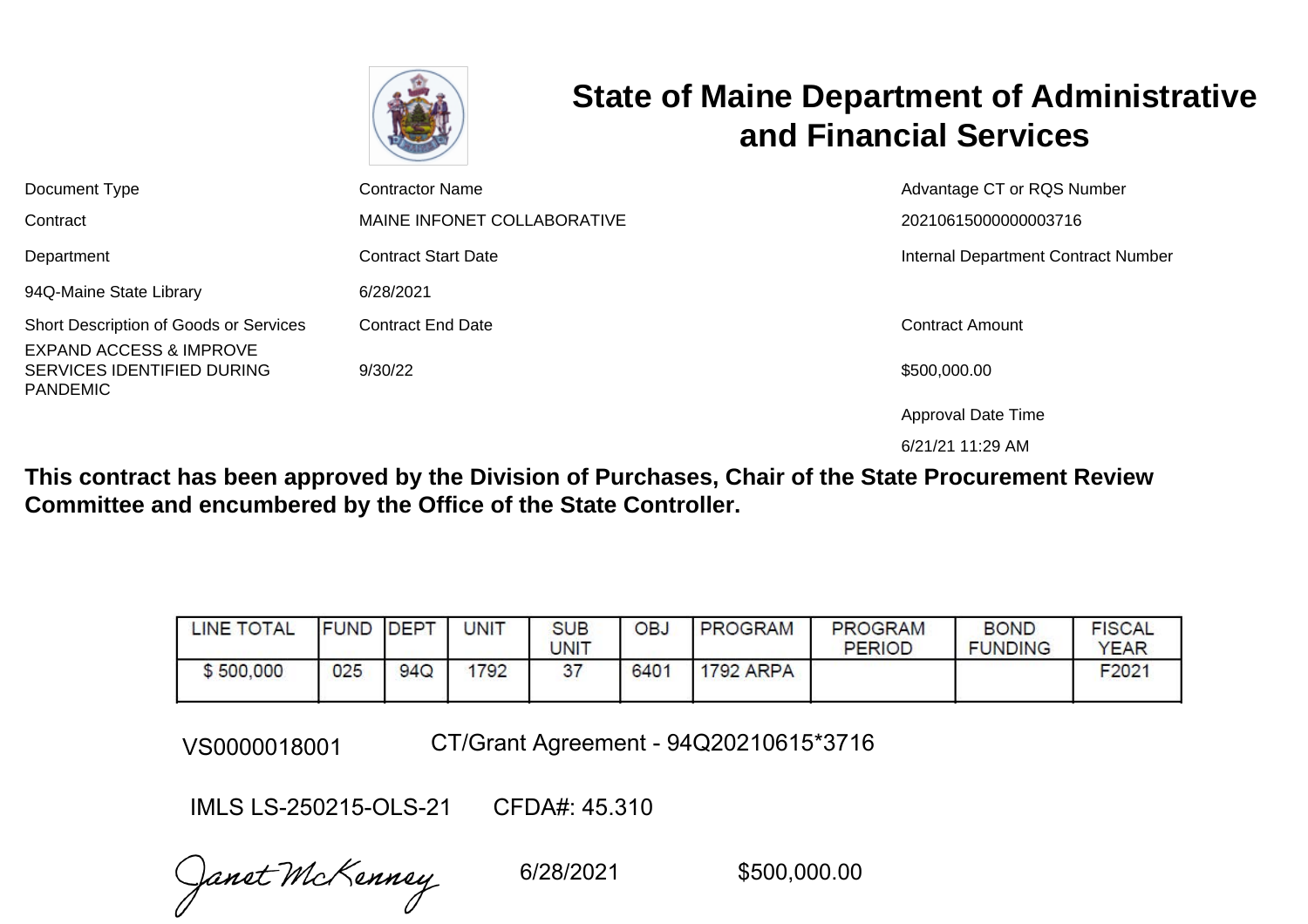# State of Maine Department of Administrative and Financial Services

| Document Type | Contractor Name | Advantage CT or RQS Number |
|---|---|---|
| Contract | MAINE INFONET COLLABORATIVE | 20210615000000003716 |
| Department | Contract Start Date | Internal Department Contract Number |
| 94Q-Maine State Library | 6/28/2021 | |
| Short Description of Goods or Services | Contract End Date | Contract Amount |
| EXPAND ACCESS & IMPROVE SERVICES IDENTIFIED DURING PANDEMIC | 9/30/22 | $500,000.00 |
| | | Approval Date Time |
| | | 6/21/21 11:29 AM |

**This contract has been approved by the Division of Purchases, Chair of the State Procurement Review Committee and encumbered by the Office of the State Controller.**

| LINE TOTAL | FUND | DEPT | UNIT | SUB UNIT | OBJ | PROGRAM | PROGRAM PERIOD | BOND FUNDING | FISCAL YEAR |
|---|---|---|---|---|---|---|---|---|---|
| $ 500,000 | 025 | 94Q | 1792 | 37 | 6401 | 1792 ARPA | | | F2021 |

VS0000018001 CT/Grant Agreement - 94Q20210615*3716

IMLS LS-250215-OLS-21 CFDA#: 45.310

Janet McKenney 6/28/2021 $500,000.00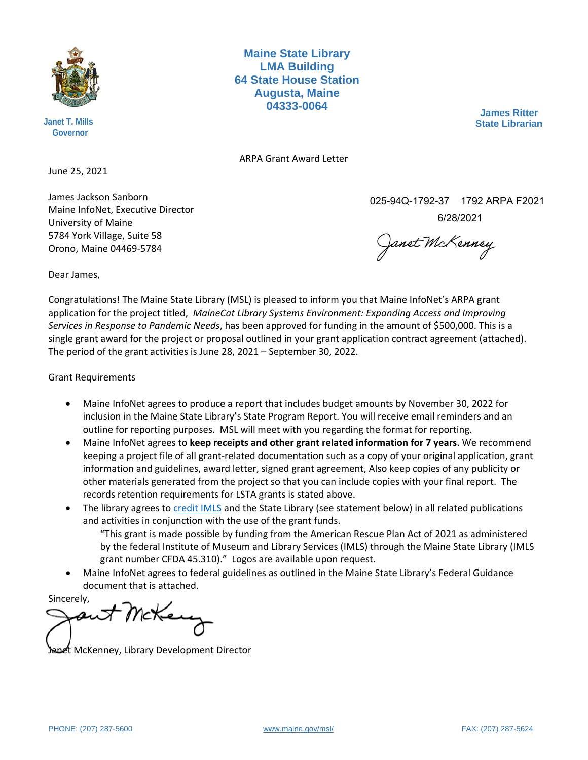Maine State Library
LMA Building
64 State House Station
Augusta, Maine
04333-0064

Janet T. Mills
Governor

James Ritter
State Librarian

ARPA Grant Award Letter

June 25, 2021

James Jackson Sanborn
Maine InfoNet, Executive Director
University of Maine
5784 York Village, Suite 58
Orono, Maine 04469-5784

025-94Q-1792-37 1792 ARPA F2021
6/28/2021
Janet McKenney

Dear James,

Congratulations! The Maine State Library (MSL) is pleased to inform you that Maine InfoNet's ARPA grant application for the project titled, *MaineCat Library Systems Environment: Expanding Access and Improving Services in Response to Pandemic Needs*, has been approved for funding in the amount of $500,000. This is a single grant award for the project or proposal outlined in your grant application contract agreement (attached). The period of the grant activities is June 28, 2021 – September 30, 2022.

Grant Requirements

- Maine InfoNet agrees to produce a report that includes budget amounts by November 30, 2022 for inclusion in the Maine State Library's State Program Report. You will receive email reminders and an outline for reporting purposes. MSL will meet with you regarding the format for reporting.
- Maine InfoNet agrees to **keep receipts and other grant related information for 7 years**. We recommend keeping a project file of all grant-related documentation such as a copy of your original application, grant information and guidelines, award letter, signed grant agreement, Also keep copies of any publicity or other materials generated from the project so that you can include copies with your final report. The records retention requirements for LSTA grants is stated above.
- The library agrees to credit IMLS and the State Library (see statement below) in all related publications and activities in conjunction with the use of the grant funds.
  "This grant is made possible by funding from the American Rescue Plan Act of 2021 as administered by the federal Institute of Museum and Library Services (IMLS) through the Maine State Library (IMLS grant number CFDA 45.310)." Logos are available upon request.
- Maine InfoNet agrees to federal guidelines as outlined in the Maine State Library's Federal Guidance document that is attached.

Sincerely,

Janet McKenney, Library Development Director

PHONE: (207) 287-5600 www.maine.gov/msl/ FAX: (207) 287-5624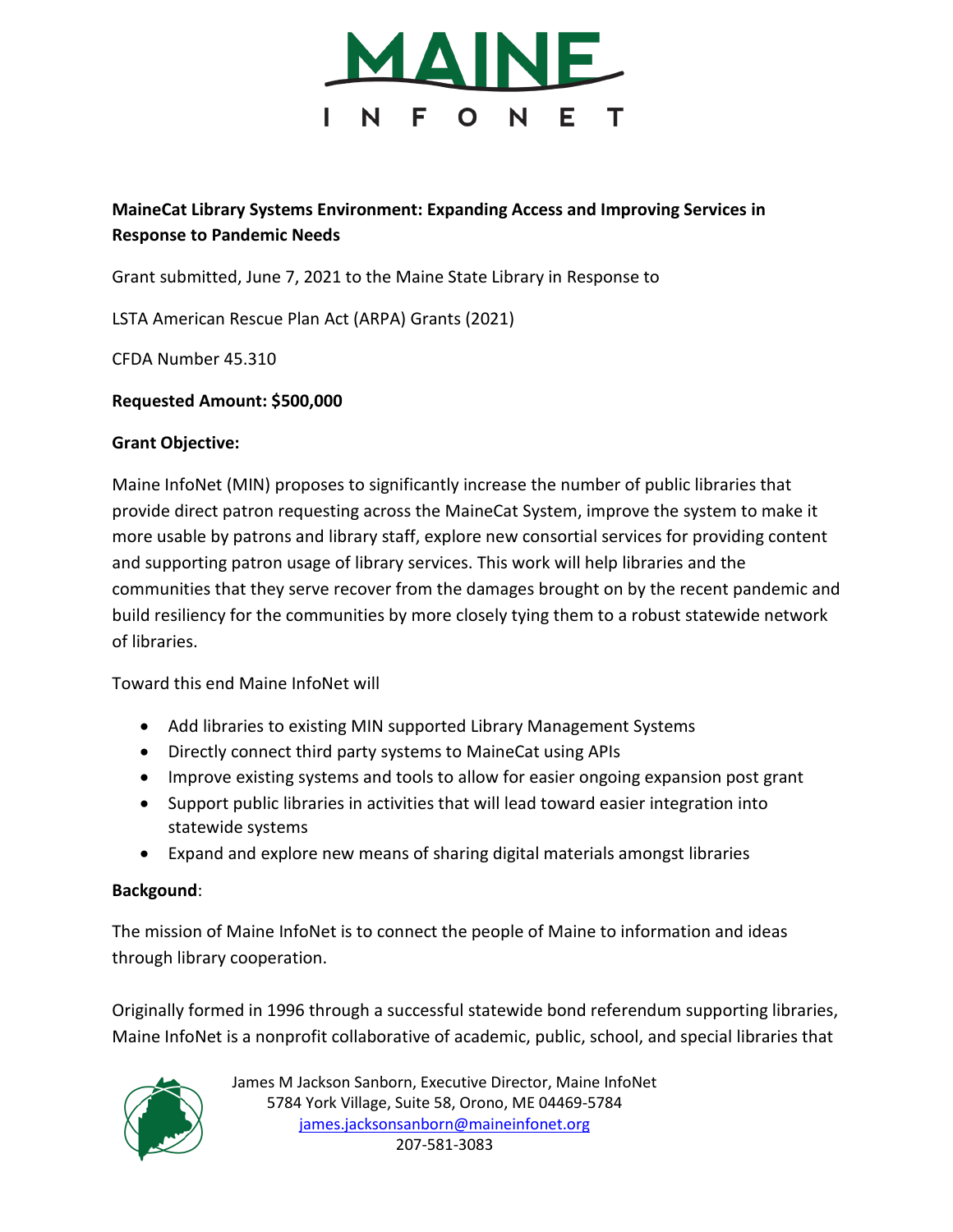**MaineCat Library Systems Environment: Expanding Access and Improving Services in Response to Pandemic Needs**

Grant submitted, June 7, 2021 to the Maine State Library in Response to

LSTA American Rescue Plan Act (ARPA) Grants (2021)

CFDA Number 45.310

**Requested Amount: $500,000**

**Grant Objective:**

Maine InfoNet (MIN) proposes to significantly increase the number of public libraries that provide direct patron requesting across the MaineCat System, improve the system to make it more usable by patrons and library staff, explore new consortial services for providing content and supporting patron usage of library services. This work will help libraries and the communities that they serve recover from the damages brought on by the recent pandemic and build resiliency for the communities by more closely tying them to a robust statewide network of libraries.

Toward this end Maine InfoNet will

- Add libraries to existing MIN supported Library Management Systems
- Directly connect third party systems to MaineCat using APIs
- Improve existing systems and tools to allow for easier ongoing expansion post grant
- Support public libraries in activities that will lead toward easier integration into statewide systems
- Expand and explore new means of sharing digital materials amongst libraries

**Backgound**:

The mission of Maine InfoNet is to connect the people of Maine to information and ideas through library cooperation.

Originally formed in 1996 through a successful statewide bond referendum supporting libraries, Maine InfoNet is a nonprofit collaborative of academic, public, school, and special libraries that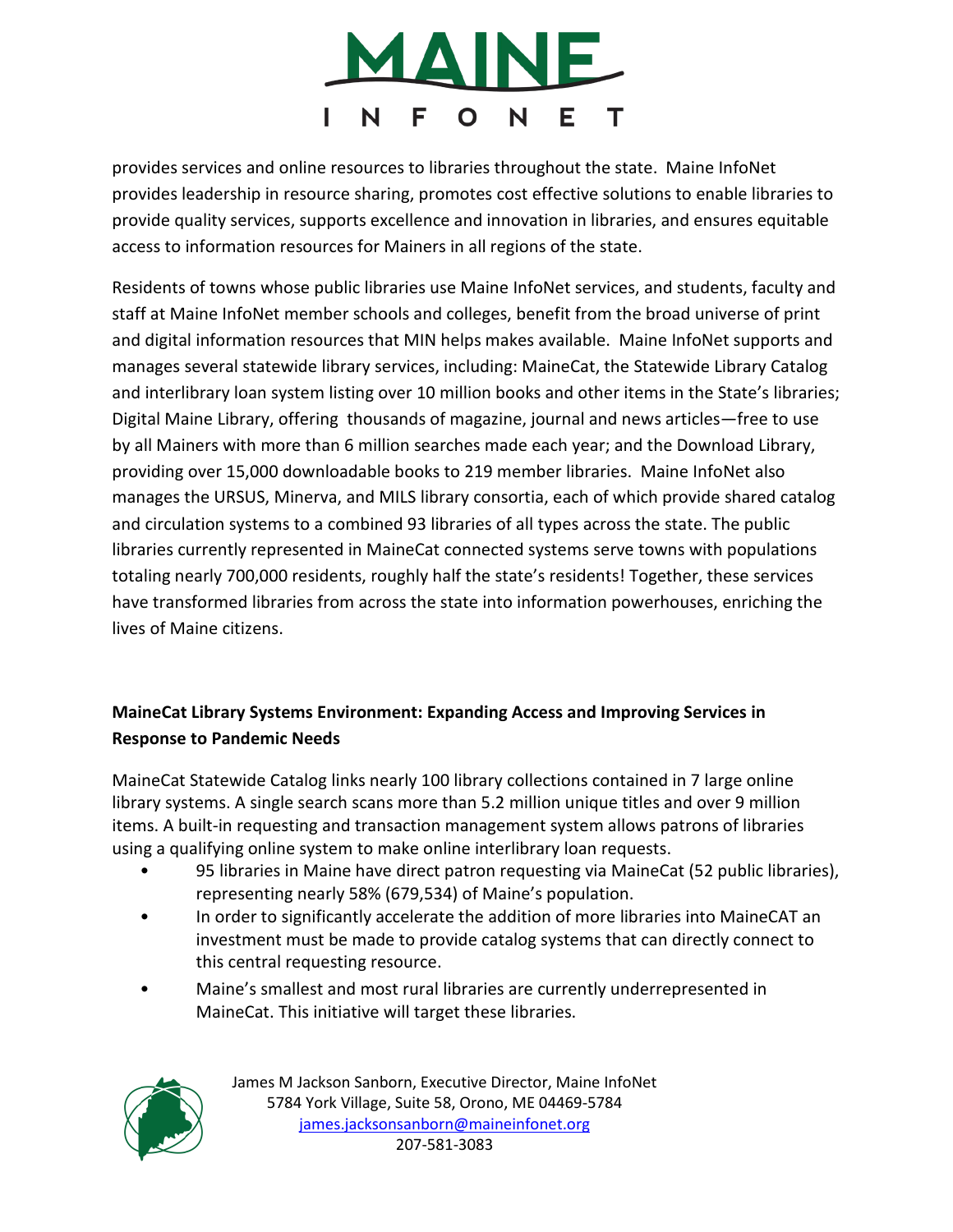provides services and online resources to libraries throughout the state. Maine InfoNet provides leadership in resource sharing, promotes cost effective solutions to enable libraries to provide quality services, supports excellence and innovation in libraries, and ensures equitable access to information resources for Mainers in all regions of the state.

Residents of towns whose public libraries use Maine InfoNet services, and students, faculty and staff at Maine InfoNet member schools and colleges, benefit from the broad universe of print and digital information resources that MIN helps makes available. Maine InfoNet supports and manages several statewide library services, including: MaineCat, the Statewide Library Catalog and interlibrary loan system listing over 10 million books and other items in the State's libraries; Digital Maine Library, offering thousands of magazine, journal and news articles—free to use by all Mainers with more than 6 million searches made each year; and the Download Library, providing over 15,000 downloadable books to 219 member libraries. Maine InfoNet also manages the URSUS, Minerva, and MILS library consortia, each of which provide shared catalog and circulation systems to a combined 93 libraries of all types across the state. The public libraries currently represented in MaineCat connected systems serve towns with populations totaling nearly 700,000 residents, roughly half the state's residents! Together, these services have transformed libraries from across the state into information powerhouses, enriching the lives of Maine citizens.

**MaineCat Library Systems Environment: Expanding Access and Improving Services in Response to Pandemic Needs**

MaineCat Statewide Catalog links nearly 100 library collections contained in 7 large online library systems. A single search scans more than 5.2 million unique titles and over 9 million items. A built-in requesting and transaction management system allows patrons of libraries using a qualifying online system to make online interlibrary loan requests.

- 95 libraries in Maine have direct patron requesting via MaineCat (52 public libraries), representing nearly 58% (679,534) of Maine's population.
- In order to significantly accelerate the addition of more libraries into MaineCAT an investment must be made to provide catalog systems that can directly connect to this central requesting resource.
- Maine's smallest and most rural libraries are currently underrepresented in MaineCat. This initiative will target these libraries.

James M Jackson Sanborn, Executive Director, Maine InfoNet
5784 York Village, Suite 58, Orono, ME 04469-5784
james.jacksonsanborn@maineinfonet.org
207-581-3083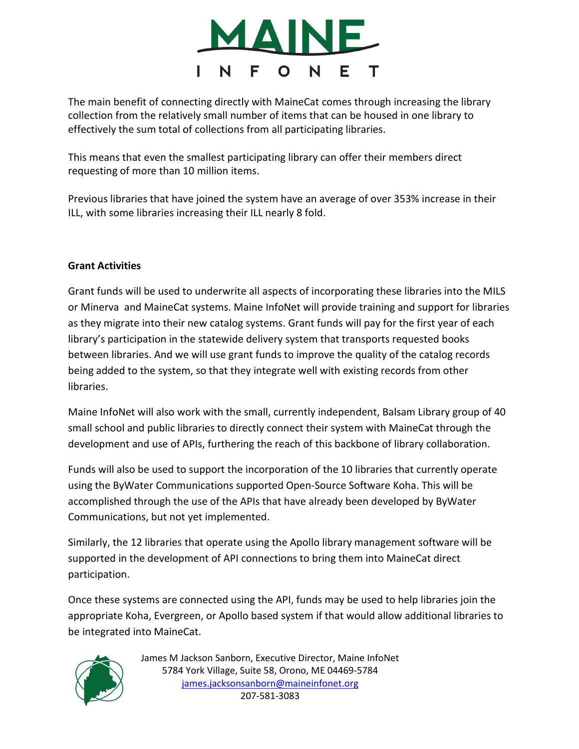The main benefit of connecting directly with MaineCat comes through increasing the library collection from the relatively small number of items that can be housed in one library to effectively the sum total of collections from all participating libraries.

This means that even the smallest participating library can offer their members direct requesting of more than 10 million items.

Previous libraries that have joined the system have an average of over 353% increase in their ILL, with some libraries increasing their ILL nearly 8 fold.

**Grant Activities**

Grant funds will be used to underwrite all aspects of incorporating these libraries into the MILS or Minerva and MaineCat systems. Maine InfoNet will provide training and support for libraries as they migrate into their new catalog systems. Grant funds will pay for the first year of each library's participation in the statewide delivery system that transports requested books between libraries. And we will use grant funds to improve the quality of the catalog records being added to the system, so that they integrate well with existing records from other libraries.

Maine InfoNet will also work with the small, currently independent, Balsam Library group of 40 small school and public libraries to directly connect their system with MaineCat through the development and use of APIs, furthering the reach of this backbone of library collaboration.

Funds will also be used to support the incorporation of the 10 libraries that currently operate using the ByWater Communications supported Open-Source Software Koha. This will be accomplished through the use of the APIs that have already been developed by ByWater Communications, but not yet implemented.

Similarly, the 12 libraries that operate using the Apollo library management software will be supported in the development of API connections to bring them into MaineCat direct participation.

Once these systems are connected using the API, funds may be used to help libraries join the appropriate Koha, Evergreen, or Apollo based system if that would allow additional libraries to be integrated into MaineCat.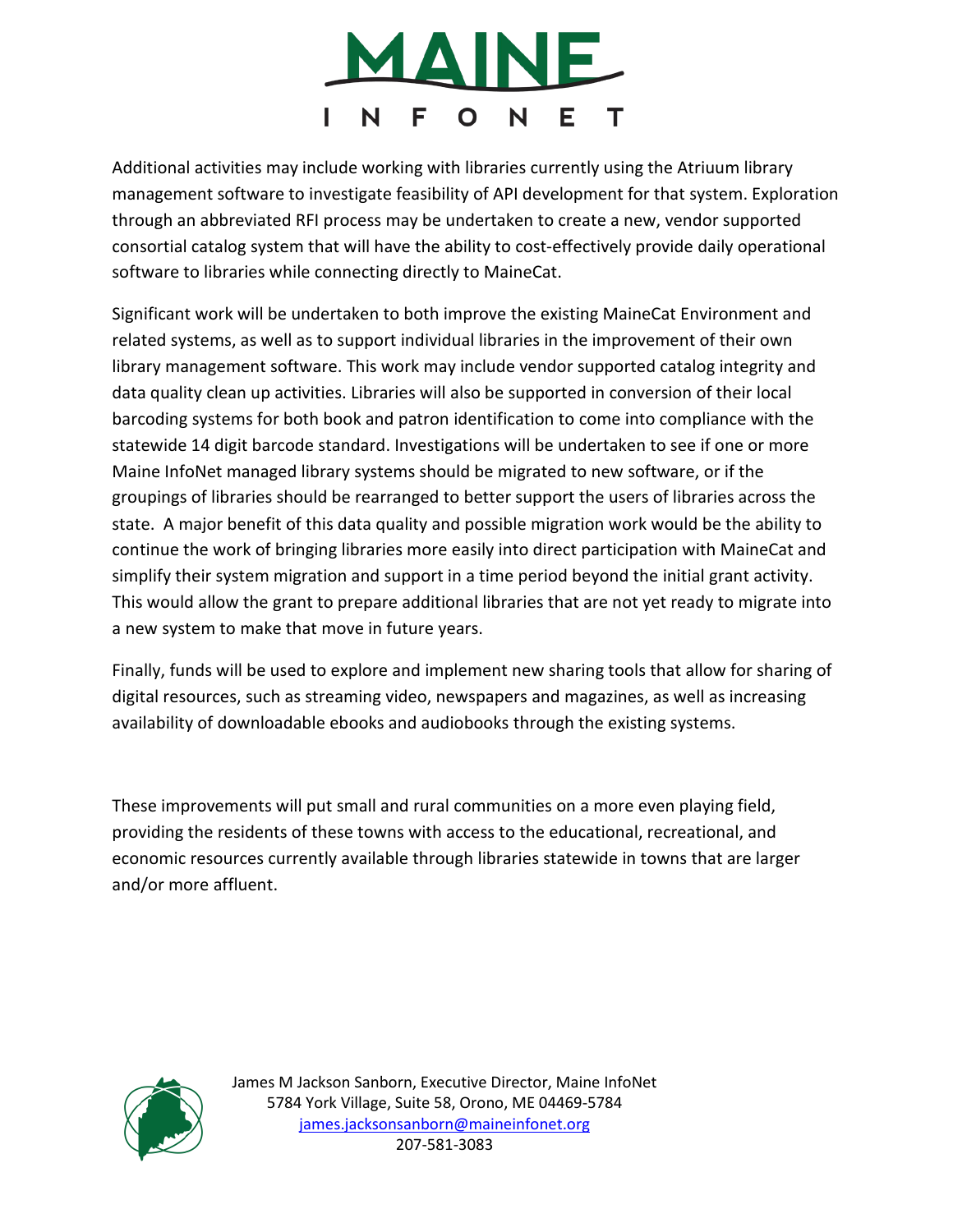Additional activities may include working with libraries currently using the Atriuum library management software to investigate feasibility of API development for that system. Exploration through an abbreviated RFI process may be undertaken to create a new, vendor supported consortial catalog system that will have the ability to cost-effectively provide daily operational software to libraries while connecting directly to MaineCat.

Significant work will be undertaken to both improve the existing MaineCat Environment and related systems, as well as to support individual libraries in the improvement of their own library management software. This work may include vendor supported catalog integrity and data quality clean up activities. Libraries will also be supported in conversion of their local barcoding systems for both book and patron identification to come into compliance with the statewide 14 digit barcode standard. Investigations will be undertaken to see if one or more Maine InfoNet managed library systems should be migrated to new software, or if the groupings of libraries should be rearranged to better support the users of libraries across the state. A major benefit of this data quality and possible migration work would be the ability to continue the work of bringing libraries more easily into direct participation with MaineCat and simplify their system migration and support in a time period beyond the initial grant activity. This would allow the grant to prepare additional libraries that are not yet ready to migrate into a new system to make that move in future years.

Finally, funds will be used to explore and implement new sharing tools that allow for sharing of digital resources, such as streaming video, newspapers and magazines, as well as increasing availability of downloadable ebooks and audiobooks through the existing systems.

These improvements will put small and rural communities on a more even playing field, providing the residents of these towns with access to the educational, recreational, and economic resources currently available through libraries statewide in towns that are larger and/or more affluent.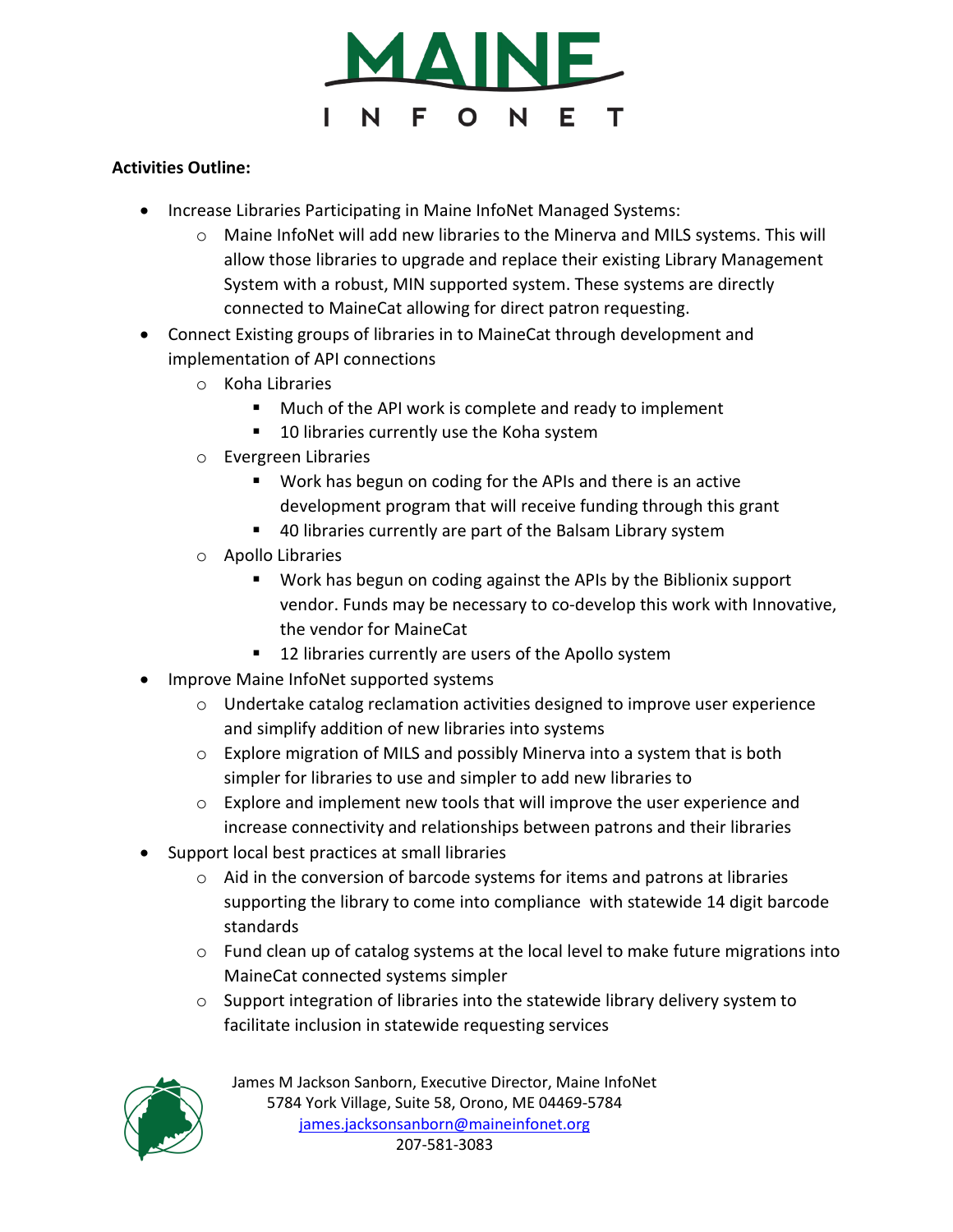**Activities Outline:**

- Increase Libraries Participating in Maine InfoNet Managed Systems:
    - Maine InfoNet will add new libraries to the Minerva and MILS systems. This will allow those libraries to upgrade and replace their existing Library Management System with a robust, MIN supported system. These systems are directly connected to MaineCat allowing for direct patron requesting.
- Connect Existing groups of libraries in to MaineCat through development and implementation of API connections
    - Koha Libraries
        - Much of the API work is complete and ready to implement
        - 10 libraries currently use the Koha system
    - Evergreen Libraries
        - Work has begun on coding for the APIs and there is an active development program that will receive funding through this grant
        - 40 libraries currently are part of the Balsam Library system
    - Apollo Libraries
        - Work has begun on coding against the APIs by the Biblionix support vendor. Funds may be necessary to co-develop this work with Innovative, the vendor for MaineCat
        - 12 libraries currently are users of the Apollo system
- Improve Maine InfoNet supported systems
    - Undertake catalog reclamation activities designed to improve user experience and simplify addition of new libraries into systems
    - Explore migration of MILS and possibly Minerva into a system that is both simpler for libraries to use and simpler to add new libraries to
    - Explore and implement new tools that will improve the user experience and increase connectivity and relationships between patrons and their libraries
- Support local best practices at small libraries
    - Aid in the conversion of barcode systems for items and patrons at libraries supporting the library to come into compliance with statewide 14 digit barcode standards
    - Fund clean up of catalog systems at the local level to make future migrations into MaineCat connected systems simpler
    - Support integration of libraries into the statewide library delivery system to facilitate inclusion in statewide requesting services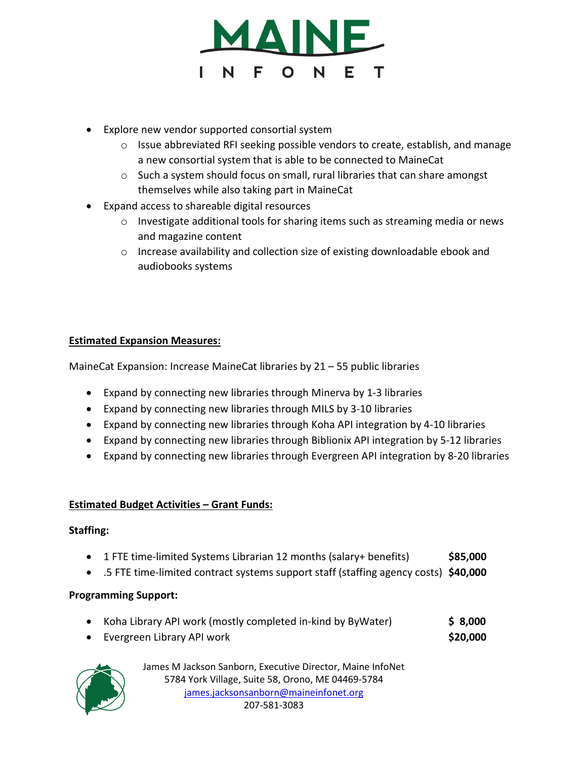- Explore new vendor supported consortial system
  - Issue abbreviated RFI seeking possible vendors to create, establish, and manage a new consortial system that is able to be connected to MaineCat
  - Such a system should focus on small, rural libraries that can share amongst themselves while also taking part in MaineCat
- Expand access to shareable digital resources
  - Investigate additional tools for sharing items such as streaming media or news and magazine content
  - Increase availability and collection size of existing downloadable ebook and audiobooks systems

**<u>Estimated Expansion Measures:</u>**

MaineCat Expansion: Increase MaineCat libraries by 21 – 55 public libraries

- Expand by connecting new libraries through Minerva by 1-3 libraries
- Expand by connecting new libraries through MILS by 3-10 libraries
- Expand by connecting new libraries through Koha API integration by 4-10 libraries
- Expand by connecting new libraries through Biblionix API integration by 5-12 libraries
- Expand by connecting new libraries through Evergreen API integration by 8-20 libraries

**<u>Estimated Budget Activities – Grant Funds:</u>**

**Staffing:**

- 1 FTE time-limited Systems Librarian 12 months (salary+ benefits) **$85,000**
- .5 FTE time-limited contract systems support staff (staffing agency costs) **$40,000**

**Programming Support:**

- Koha Library API work (mostly completed in-kind by ByWater) **$ 8,000**
- Evergreen Library API work **$20,000**

James M Jackson Sanborn, Executive Director, Maine InfoNet
5784 York Village, Suite 58, Orono, ME 04469-5784
james.jacksonsanborn@maineinfonet.org
207-581-3083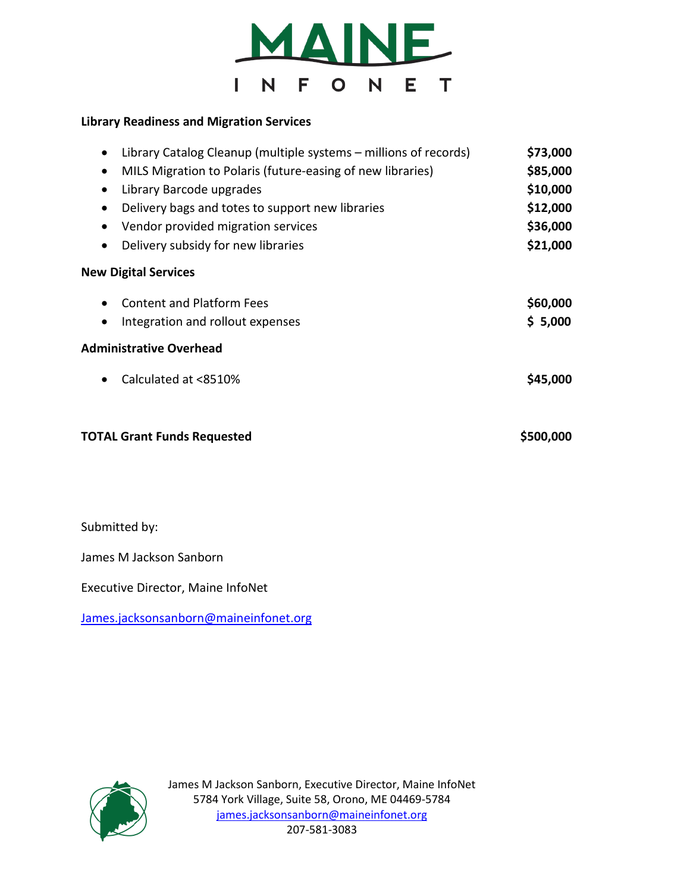**MAINE**

**I N F O N E T**

**Library Readiness and Migration Services**

- Library Catalog Cleanup (multiple systems – millions of records) **$73,000**
- MILS Migration to Polaris (future-easing of new libraries) **$85,000**
- Library Barcode upgrades **$10,000**
- Delivery bags and totes to support new libraries **$12,000**
- Vendor provided migration services **$36,000**
- Delivery subsidy for new libraries **$21,000**

**New Digital Services**

- Content and Platform Fees **$60,000**
- Integration and rollout expenses **$ 5,000**

**Administrative Overhead**

- Calculated at <8510% **$45,000**

**TOTAL Grant Funds Requested** **$500,000**

Submitted by:

James M Jackson Sanborn

Executive Director, Maine InfoNet

[James.jacksonsanborn@maineinfonet.org](mailto:James.jacksonsanborn@maineinfonet.org)

James M Jackson Sanborn, Executive Director, Maine InfoNet
5784 York Village, Suite 58, Orono, ME 04469-5784
[james.jacksonsanborn@maineinfonet.org](mailto:james.jacksonsanborn@maineinfonet.org)
207-581-3083